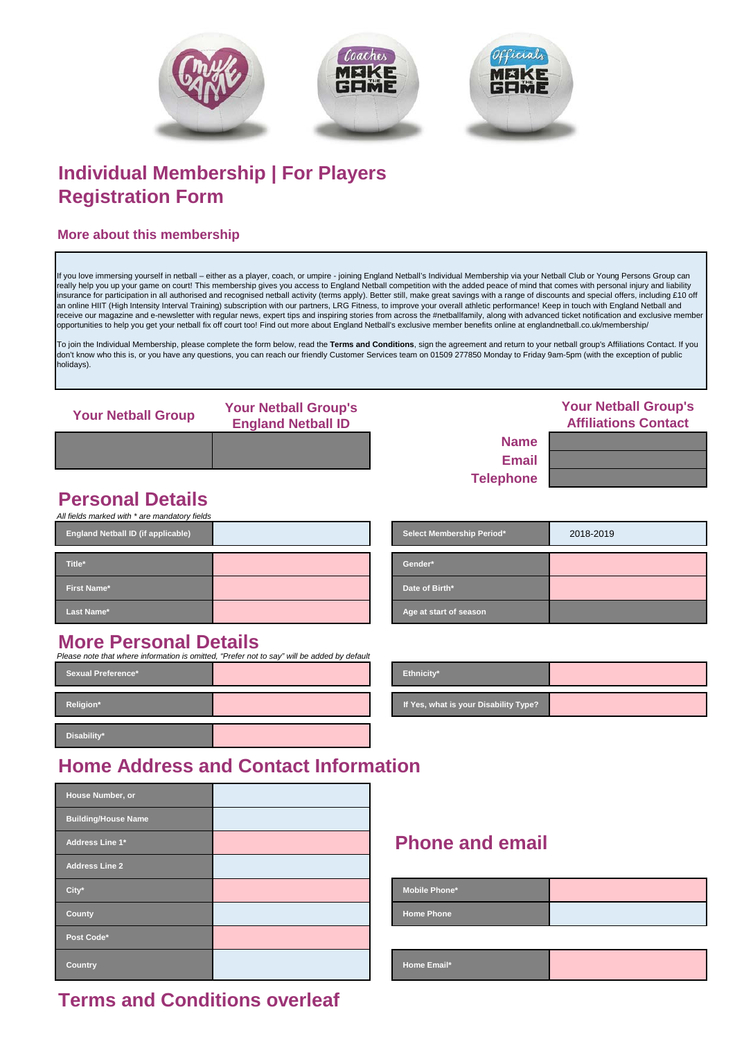# Individual Membership | For Players Registration Form

## More about this membership

If you love immersing yourself in netball – either as a player, coach, or umpire - joining England Netball's Individual Membership via your Netball Club or Young Persons Group can really help you up your game on court! This membership gives you access to England Netball competition with the added peace of mind that comes with personal injury and liability insurance for participation in all authorised and recognised netball activity (terms apply). Better still, make great savings with a range of discounts and special offers, including £10 off an online HIIT (High Intensity Interval Training) subscription with our partners, LRG Fitness, to improve your overall athletic performance! Keep in touch with England Netball and receive our magazine and e-newsletter with regular news, expert tips and inspiring stories from across the #netballfamily, along with advanced ticket notification and exclusive member opportunities to help you get your netball fix off court too! Find out more about England Netball's exclusive member benefits online at englandnetball.co.uk/membership/

To join the Individual Membership, please complete the form below, read the **Terms and Conditions**, sign the agreement and return to your netball group's Affiliations Contact. If you don't know who this is, or you have any questions, you can reach our friendly Customer Services team on 01509 277850 Monday to Friday 9am-5pm (with the exception of public holidays).

| Your Netball Group | Your Netball Group's England Netball ID |
|---|---|
| | |

**Your Netball Group's Affiliations Contact**

| | |
|---|---|
| Name | |
| Email | |
| Telephone | |

## Personal Details

*All fields marked with * are mandatory fields*

| | |
|---|---|
| England Netball ID (if applicable) | |
| Title* | |
| First Name* | |
| Last Name* | |

| | |
|---|---|
| Select Membership Period* | 2018-2019 |
| Gender* | |
| Date of Birth* | |
| Age at start of season | |

## More Personal Details

*Please note that where information is omitted, "Prefer not to say" will be added by default*

| | |
|---|---|
| Sexual Preference* | |
| Religion* | |
| Disability* | |

| | |
|---|---|
| Ethnicity* | |
| If Yes, what is your Disability Type? | |

## Home Address and Contact Information

| | |
|---|---|
| House Number, or | |
| Building/House Name | |
| Address Line 1* | |
| Address Line 2 | |
| City* | |
| County | |
| Post Code* | |
| Country | |

## Phone and email

| | |
|---|---|
| Mobile Phone* | |
| Home Phone | |
| Home Email* | |

## Terms and Conditions overleaf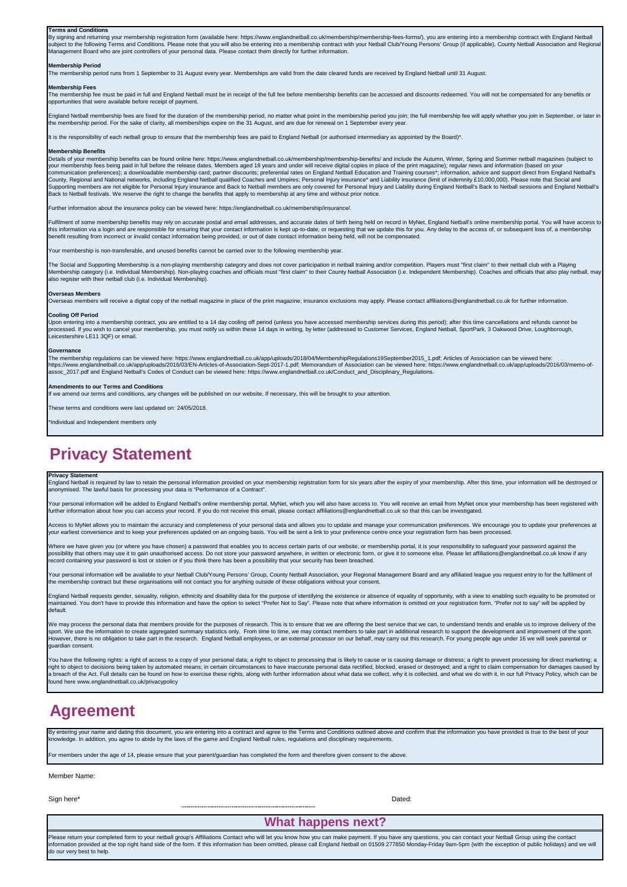**Terms and Conditions**

By signing and returning your membership registration form (available here: https://www.englandnetball.co.uk/membership/membership-fees-forms/), you are entering into a membership contract with England Netball subject to the following Terms and Conditions. Please note that you will also be entering into a membership contract with your Netball Club/Young Persons' Group (if applicable), County Netball Association and Regional Management Board who are joint controllers of your personal data. Please contact them directly for further information.

**Membership Period**

The membership period runs from 1 September to 31 August every year. Memberships are valid from the date cleared funds are received by England Netball until 31 August.

**Membership Fees**

The membership fee must be paid in full and England Netball must be in receipt of the full fee before membership benefits can be accessed and discounts redeemed. You will not be compensated for any benefits or opportunities that were available before receipt of payment.

England Netball membership fees are fixed for the duration of the membership period, no matter what point in the membership period you join; the full membership fee will apply whether you join in September, or later in the membership period. For the sake of clarity, all memberships expire on the 31 August, and are due for renewal on 1 September every year.

It is the responsibility of each netball group to ensure that the membership fees are paid to England Netball (or authorised intermediary as appointed by the Board)*.

**Membership Benefits**

Details of your membership benefits can be found online here: https://www.englandnetball.co.uk/membership/membership-benefits/ and include the Autumn, Winter, Spring and Summer netball magazines (subject to your membership fees being paid in full before the release dates. Members aged 18 years and under will receive digital copies in place of the print magazine); regular news and information (based on your communication preferences); a downloadable membership card; partner discounts; preferential rates on England Netball Education and Training courses*; information, advice and support direct from England Netball's County, Regional and National networks, including England Netball qualified Coaches and Umpires; Personal Injury insurance* and Liability insurance (limit of indemnity £10,000,000). Please note that Social and Supporting members are not eligible for Personal Injury insurance and Back to Netball members are only covered for Personal Injury and Liability during England Netball's Back to Netball sessions and England Netball's Back to Netball festivals. We reserve the right to change the benefits that apply to membership at any time and without prior notice.

Further information about the insurance policy can be viewed here: https://englandnetball.co.uk/membership/insurance/.

Fulfilment of some membership benefits may rely on accurate postal and email addresses, and accurate dates of birth being held on record in MyNet, England Netball's online membership portal. You will have access to this information via a login and are responsible for ensuring that your contact information is kept up-to-date, or requesting that we update this for you. Any delay to the access of, or subsequent loss of, a membership benefit resulting from incorrect or invalid contact information being provided, or out of date contact information being held, will not be compensated.

Your membership is non-transferable, and unused benefits cannot be carried over to the following membership year.

The Social and Supporting Membership is a non-playing membership category and does not cover participation in netball training and/or competition. Players must "first claim" to their netball club with a Playing Membership category (i.e. Individual Membership). Non-playing coaches and officials must "first claim" to their County Netball Association (i.e. Independent Membership). Coaches and officials that also play netball, may also register with their netball club (i.e. Individual Membership).

**Overseas Members**

Overseas members will receive a digital copy of the netball magazine in place of the print magazine; insurance exclusions may apply. Please contact affiliations@englandnetball.co.uk for further information.

**Cooling Off Period**

Upon entering into a membership contract, you are entitled to a 14 day cooling off period (unless you have accessed membership services during this period); after this time cancellations and refunds cannot be processed. If you wish to cancel your membership, you must notify us within these 14 days in writing, by letter (addressed to Customer Services, England Netball, SportPark, 3 Oakwood Drive, Loughborough, Leicestershire LE11 3QF) or email.

**Governance**

The membership regulations can be viewed here: https://www.englandnetball.co.uk/app/uploads/2018/04/MembershipRegulations19September2015_1.pdf; Articles of Association can be viewed here: https://www.englandnetball.co.uk/app/uploads/2016/03/EN-Articles-of-Association-Sept-2017-1.pdf; Memorandum of Association can be viewed here: https://www.englandnetball.co.uk/app/uploads/2016/03/memo-of-assoc_2017.pdf and England Netball's Codes of Conduct can be viewed here: https://www.englandnetball.co.uk/Conduct_and_Disciplinary_Regulations.

**Amendments to our Terms and Conditions**

If we amend our terms and conditions, any changes will be published on our website. If necessary, this will be brought to your attention.

These terms and conditions were last updated on: 24/05/2018.

*Individual and Independent members only

# Privacy Statement

**Privacy Statement**

England Netball is required by law to retain the personal information provided on your membership registration form for six years after the expiry of your membership. After this time, your information will be destroyed or anonymised. The lawful basis for processing your data is "Performance of a Contract".

Your personal information will be added to England Netball's online membership portal, MyNet, which you will also have access to. You will receive an email from MyNet once your membership has been registered with further information about how you can access your record. If you do not receive this email, please contact affiliations@englandnetball.co.uk so that this can be investigated.

Access to MyNet allows you to maintain the accuracy and completeness of your personal data and allows you to update and manage your communication preferences. We encourage you to update your preferences at your earliest convenience and to keep your preferences updated on an ongoing basis. You will be sent a link to your preference centre once your registration form has been processed.

Where we have given you (or where you have chosen) a password that enables you to access certain parts of our website, or membership portal, it is your responsibility to safeguard your password against the possibility that others may use it to gain unauthorised access. Do not store your password anywhere, in written or electronic form, or give it to someone else. Please let affiliations@englandnetball.co.uk know if any record containing your password is lost or stolen or if you think there has been a possibility that your security has been breached.

Your personal information will be available to your Netball Club/Young Persons' Group, County Netball Association, your Regional Management Board and any affiliated league you request entry to for the fulfilment of the membership contract but these organisations will not contact you for anything outside of these obligations without your consent.

England Netball requests gender, sexuality, religion, ethnicity and disability data for the purpose of identifying the existence or absence of equality of opportunity, with a view to enabling such equality to be promoted or maintained. You don't have to provide this information and have the option to select "Prefer Not to Say". Please note that where information is omitted on your registration form, "Prefer not to say" will be applied by default.

We may process the personal data that members provide for the purposes of research. This is to ensure that we are offering the best service that we can, to understand trends and enable us to improve delivery of the sport. We use the information to create aggregated summary statistics only. From time to time, we may contact members to take part in additional research to support the development and improvement of the sport. However, there is no obligation to take part in the research. England Netball employees, or an external processor on our behalf, may carry out this research. For young people age under 16 we will seek parental or guardian consent.

You have the following rights: a right of access to a copy of your personal data; a right to object to processing that is likely to cause or is causing damage or distress; a right to prevent processing for direct marketing; a right to object to decisions being taken by automated means; in certain circumstances to have inaccurate personal data rectified, blocked, erased or destroyed; and a right to claim compensation for damages caused by a breach of the Act. Full details can be found on how to exercise these rights, along with further information about what data we collect, why it is collected, and what we do with it, in our full Privacy Policy, which can be found here www.englandnetball.co.uk/privacypolicy

# Agreement

By entering your name and dating this document, you are entering into a contract and agree to the Terms and Conditions outlined above and confirm that the information you have provided is true to the best of your knowledge. In addition, you agree to abide by the laws of the game and England Netball rules, regulations and disciplinary requirements.

For members under the age of 14, please ensure that your parent/guardian has completed the form and therefore given consent to the above.

Member Name:

Sign here* ______________________ Dated:

## What happens next?

Please return your completed form to your netball group's Affiliations Contact who will let you know how you can make payment. If you have any questions, you can contact your Netball Group using the contact information provided at the top right hand side of the form. If this information has been omitted, please call England Netball on 01509 277850 Monday-Friday 9am-5pm (with the exception of public holidays) and we will do our very best to help.